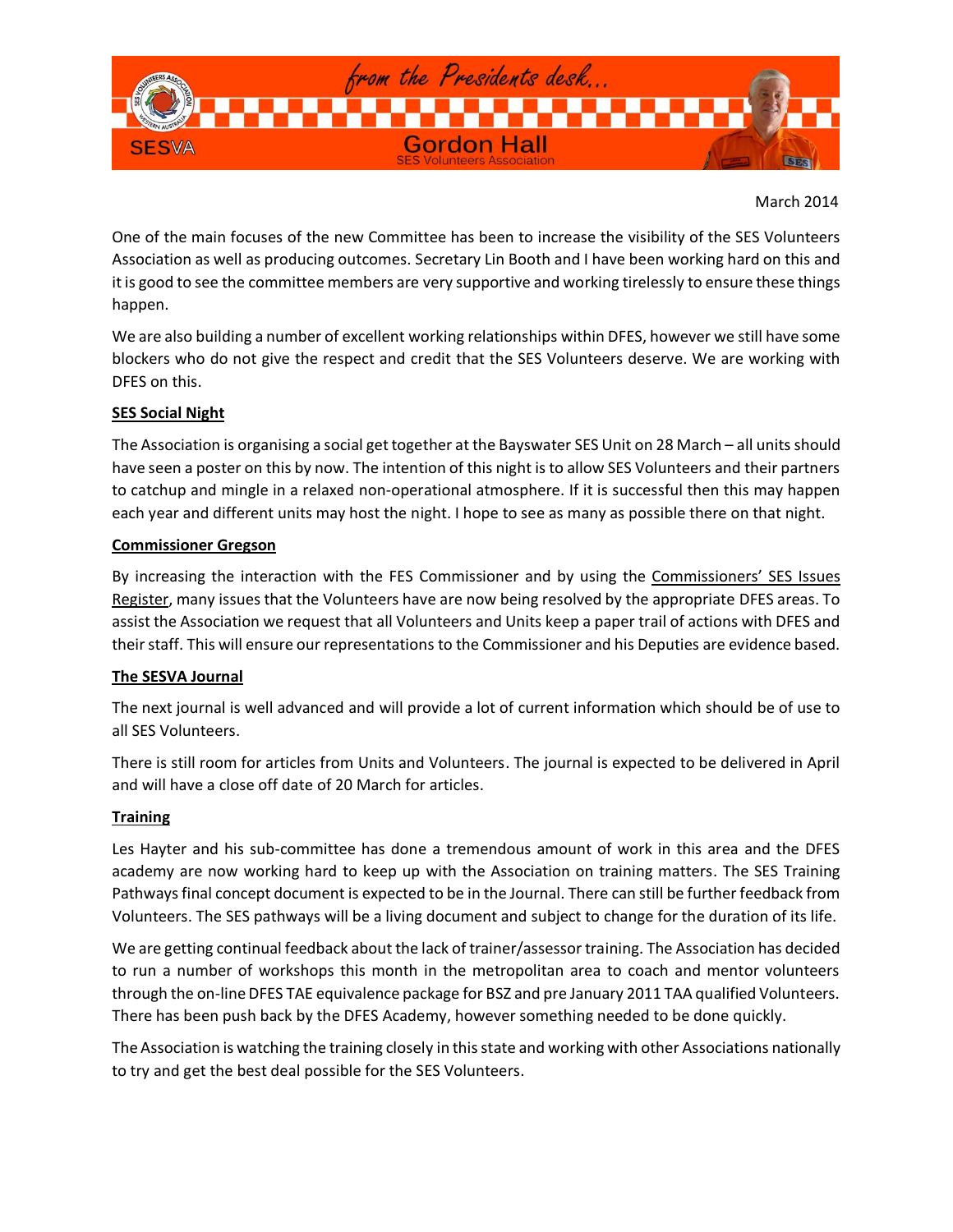# from the Presidents desk...

**SESVA**

**Gordon Hall**
SES Volunteers Association

March 2014

One of the main focuses of the new Committee has been to increase the visibility of the SES Volunteers Association as well as producing outcomes. Secretary Lin Booth and I have been working hard on this and it is good to see the committee members are very supportive and working tirelessly to ensure these things happen.

We are also building a number of excellent working relationships within DFES, however we still have some blockers who do not give the respect and credit that the SES Volunteers deserve. We are working with DFES on this.

## SES Social Night

The Association is organising a social get together at the Bayswater SES Unit on 28 March – all units should have seen a poster on this by now. The intention of this night is to allow SES Volunteers and their partners to catchup and mingle in a relaxed non-operational atmosphere. If it is successful then this may happen each year and different units may host the night. I hope to see as many as possible there on that night.

## Commissioner Gregson

By increasing the interaction with the FES Commissioner and by using the Commissioners' SES Issues Register, many issues that the Volunteers have are now being resolved by the appropriate DFES areas. To assist the Association we request that all Volunteers and Units keep a paper trail of actions with DFES and their staff. This will ensure our representations to the Commissioner and his Deputies are evidence based.

## The SESVA Journal

The next journal is well advanced and will provide a lot of current information which should be of use to all SES Volunteers.

There is still room for articles from Units and Volunteers. The journal is expected to be delivered in April and will have a close off date of 20 March for articles.

## Training

Les Hayter and his sub-committee has done a tremendous amount of work in this area and the DFES academy are now working hard to keep up with the Association on training matters. The SES Training Pathways final concept document is expected to be in the Journal. There can still be further feedback from Volunteers. The SES pathways will be a living document and subject to change for the duration of its life.

We are getting continual feedback about the lack of trainer/assessor training. The Association has decided to run a number of workshops this month in the metropolitan area to coach and mentor volunteers through the on-line DFES TAE equivalence package for BSZ and pre January 2011 TAA qualified Volunteers. There has been push back by the DFES Academy, however something needed to be done quickly.

The Association is watching the training closely in this state and working with other Associations nationally to try and get the best deal possible for the SES Volunteers.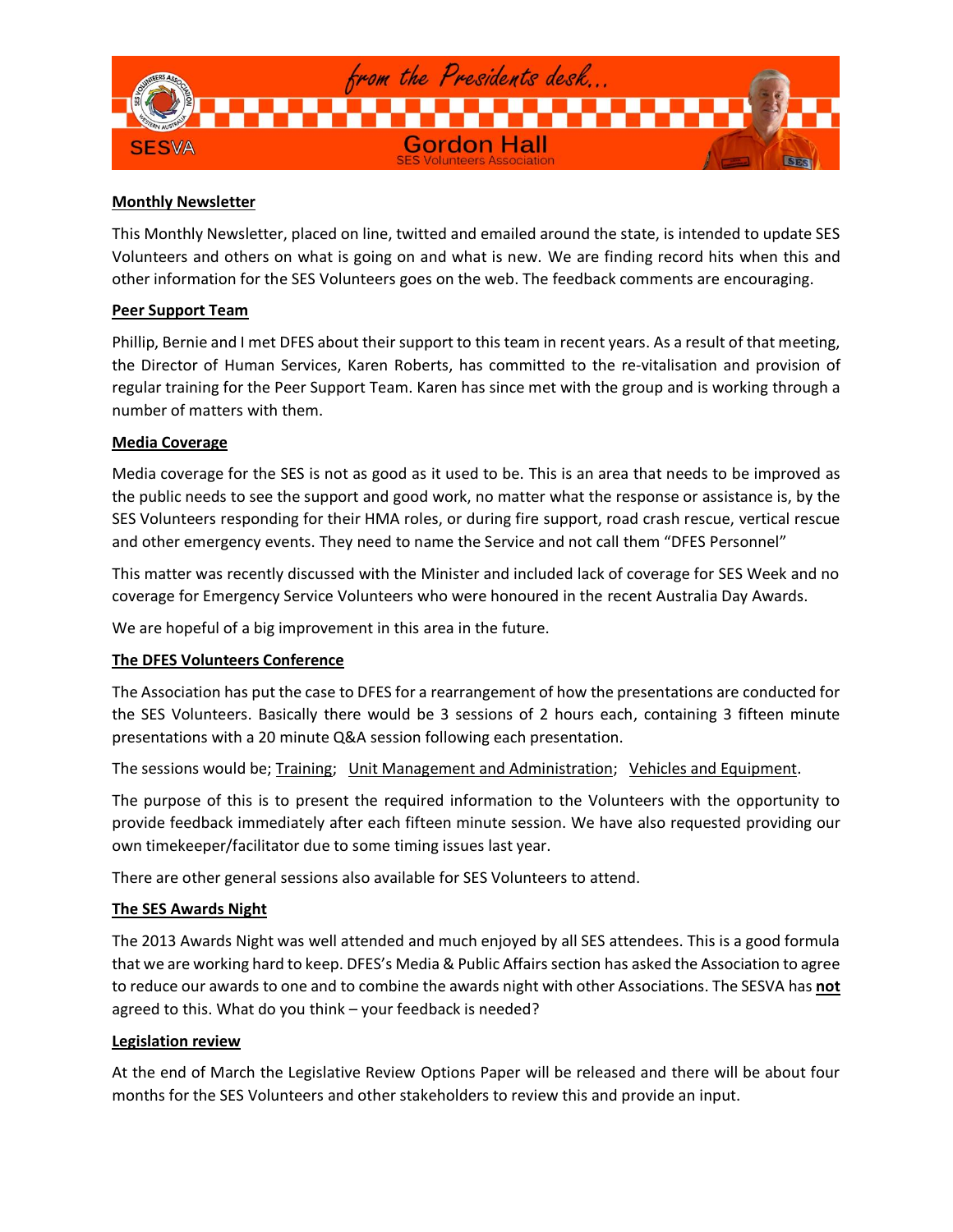# from the Presidents desk...

**SESVA**

## Gordon Hall

SES Volunteers Association

### Monthly Newsletter

This Monthly Newsletter, placed on line, twitted and emailed around the state, is intended to update SES Volunteers and others on what is going on and what is new. We are finding record hits when this and other information for the SES Volunteers goes on the web. The feedback comments are encouraging.

### Peer Support Team

Phillip, Bernie and I met DFES about their support to this team in recent years. As a result of that meeting, the Director of Human Services, Karen Roberts, has committed to the re-vitalisation and provision of regular training for the Peer Support Team. Karen has since met with the group and is working through a number of matters with them.

### Media Coverage

Media coverage for the SES is not as good as it used to be. This is an area that needs to be improved as the public needs to see the support and good work, no matter what the response or assistance is, by the SES Volunteers responding for their HMA roles, or during fire support, road crash rescue, vertical rescue and other emergency events. They need to name the Service and not call them "DFES Personnel"

This matter was recently discussed with the Minister and included lack of coverage for SES Week and no coverage for Emergency Service Volunteers who were honoured in the recent Australia Day Awards.

We are hopeful of a big improvement in this area in the future.

### The DFES Volunteers Conference

The Association has put the case to DFES for a rearrangement of how the presentations are conducted for the SES Volunteers. Basically there would be 3 sessions of 2 hours each, containing 3 fifteen minute presentations with a 20 minute Q&A session following each presentation.

The sessions would be; Training; Unit Management and Administration; Vehicles and Equipment.

The purpose of this is to present the required information to the Volunteers with the opportunity to provide feedback immediately after each fifteen minute session. We have also requested providing our own timekeeper/facilitator due to some timing issues last year.

There are other general sessions also available for SES Volunteers to attend.

### The SES Awards Night

The 2013 Awards Night was well attended and much enjoyed by all SES attendees. This is a good formula that we are working hard to keep. DFES's Media & Public Affairs section has asked the Association to agree to reduce our awards to one and to combine the awards night with other Associations. The SESVA has **not** agreed to this. What do you think – your feedback is needed?

### Legislation review

At the end of March the Legislative Review Options Paper will be released and there will be about four months for the SES Volunteers and other stakeholders to review this and provide an input.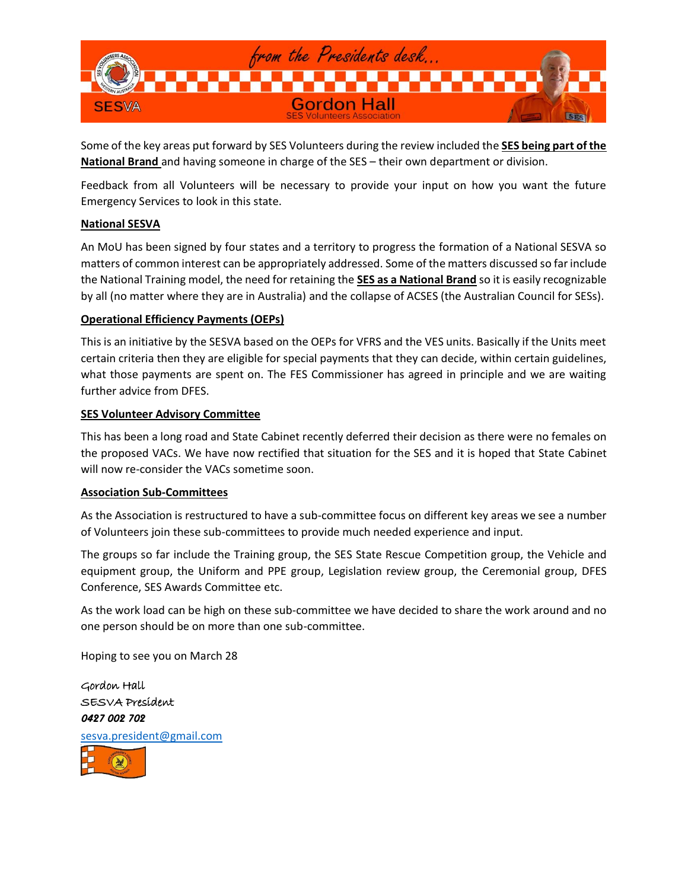from the Presidents desk...

Gordon Hall
SES Volunteers Association

Some of the key areas put forward by SES Volunteers during the review included the **SES being part of the National Brand** and having someone in charge of the SES – their own department or division.

Feedback from all Volunteers will be necessary to provide your input on how you want the future Emergency Services to look in this state.

**National SESVA**

An MoU has been signed by four states and a territory to progress the formation of a National SESVA so matters of common interest can be appropriately addressed. Some of the matters discussed so far include the National Training model, the need for retaining the **SES as a National Brand** so it is easily recognizable by all (no matter where they are in Australia) and the collapse of ACSES (the Australian Council for SESs).

**Operational Efficiency Payments (OEPs)**

This is an initiative by the SESVA based on the OEPs for VFRS and the VES units. Basically if the Units meet certain criteria then they are eligible for special payments that they can decide, within certain guidelines, what those payments are spent on. The FES Commissioner has agreed in principle and we are waiting further advice from DFES.

**SES Volunteer Advisory Committee**

This has been a long road and State Cabinet recently deferred their decision as there were no females on the proposed VACs. We have now rectified that situation for the SES and it is hoped that State Cabinet will now re-consider the VACs sometime soon.

**Association Sub-Committees**

As the Association is restructured to have a sub-committee focus on different key areas we see a number of Volunteers join these sub-committees to provide much needed experience and input.

The groups so far include the Training group, the SES State Rescue Competition group, the Vehicle and equipment group, the Uniform and PPE group, Legislation review group, the Ceremonial group, DFES Conference, SES Awards Committee etc.

As the work load can be high on these sub-committee we have decided to share the work around and no one person should be on more than one sub-committee.

Hoping to see you on March 28

Gordon Hall
SESVA President
***0427 002 702***
sesva.president@gmail.com